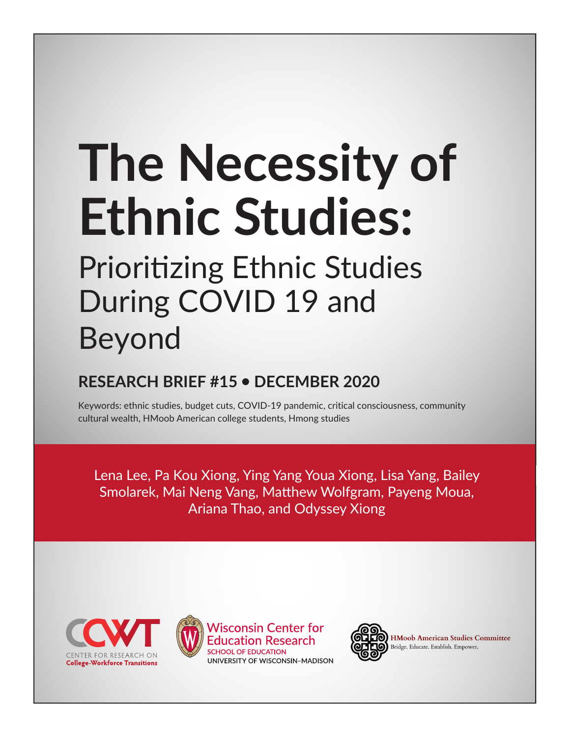# The Necessity of Ethnic Studies:

## Prioritizing Ethnic Studies During COVID 19 and Beyond

**RESEARCH BRIEF #15 • DECEMBER 2020**

Keywords: ethnic studies, budget cuts, COVID-19 pandemic, critical consciousness, community cultural wealth, HMoob American college students, Hmong studies

Lena Lee, Pa Kou Xiong, Ying Yang Youa Xiong, Lisa Yang, Bailey Smolarek, Mai Neng Vang, Matthew Wolfgram, Payeng Moua, Ariana Thao, and Odyssey Xiong

CENTER FOR RESEARCH ON College-Workforce Transitions

Wisconsin Center for Education Research
SCHOOL OF EDUCATION
UNIVERSITY OF WISCONSIN–MADISON

HMoob American Studies Committee
Bridge. Educate. Establish. Empower.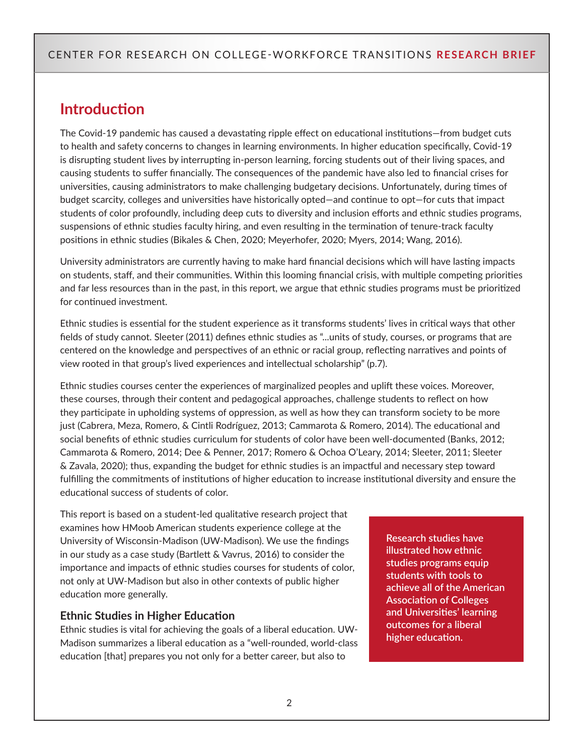## Introduction

The Covid-19 pandemic has caused a devastating ripple effect on educational institutions—from budget cuts to health and safety concerns to changes in learning environments. In higher education specifically, Covid-19 is disrupting student lives by interrupting in-person learning, forcing students out of their living spaces, and causing students to suffer financially. The consequences of the pandemic have also led to financial crises for universities, causing administrators to make challenging budgetary decisions. Unfortunately, during times of budget scarcity, colleges and universities have historically opted—and continue to opt—for cuts that impact students of color profoundly, including deep cuts to diversity and inclusion efforts and ethnic studies programs, suspensions of ethnic studies faculty hiring, and even resulting in the termination of tenure-track faculty positions in ethnic studies (Bikales & Chen, 2020; Meyerhofer, 2020; Myers, 2014; Wang, 2016).

University administrators are currently having to make hard financial decisions which will have lasting impacts on students, staff, and their communities. Within this looming financial crisis, with multiple competing priorities and far less resources than in the past, in this report, we argue that ethnic studies programs must be prioritized for continued investment.

Ethnic studies is essential for the student experience as it transforms students' lives in critical ways that other fields of study cannot. Sleeter (2011) defines ethnic studies as "...units of study, courses, or programs that are centered on the knowledge and perspectives of an ethnic or racial group, reflecting narratives and points of view rooted in that group's lived experiences and intellectual scholarship" (p.7).

Ethnic studies courses center the experiences of marginalized peoples and uplift these voices. Moreover, these courses, through their content and pedagogical approaches, challenge students to reflect on how they participate in upholding systems of oppression, as well as how they can transform society to be more just (Cabrera, Meza, Romero, & Cintli Rodríguez, 2013; Cammarota & Romero, 2014). The educational and social benefits of ethnic studies curriculum for students of color have been well-documented (Banks, 2012; Cammarota & Romero, 2014; Dee & Penner, 2017; Romero & Ochoa O'Leary, 2014; Sleeter, 2011; Sleeter & Zavala, 2020); thus, expanding the budget for ethnic studies is an impactful and necessary step toward fulfilling the commitments of institutions of higher education to increase institutional diversity and ensure the educational success of students of color.

This report is based on a student-led qualitative research project that examines how HMoob American students experience college at the University of Wisconsin-Madison (UW-Madison). We use the findings in our study as a case study (Bartlett & Vavrus, 2016) to consider the importance and impacts of ethnic studies courses for students of color, not only at UW-Madison but also in other contexts of public higher education more generally.

**Research studies have illustrated how ethnic studies programs equip students with tools to achieve all of the American Association of Colleges and Universities' learning outcomes for a liberal higher education.**

### Ethnic Studies in Higher Education

Ethnic studies is vital for achieving the goals of a liberal education. UW-Madison summarizes a liberal education as a "well-rounded, world-class education [that] prepares you not only for a better career, but also to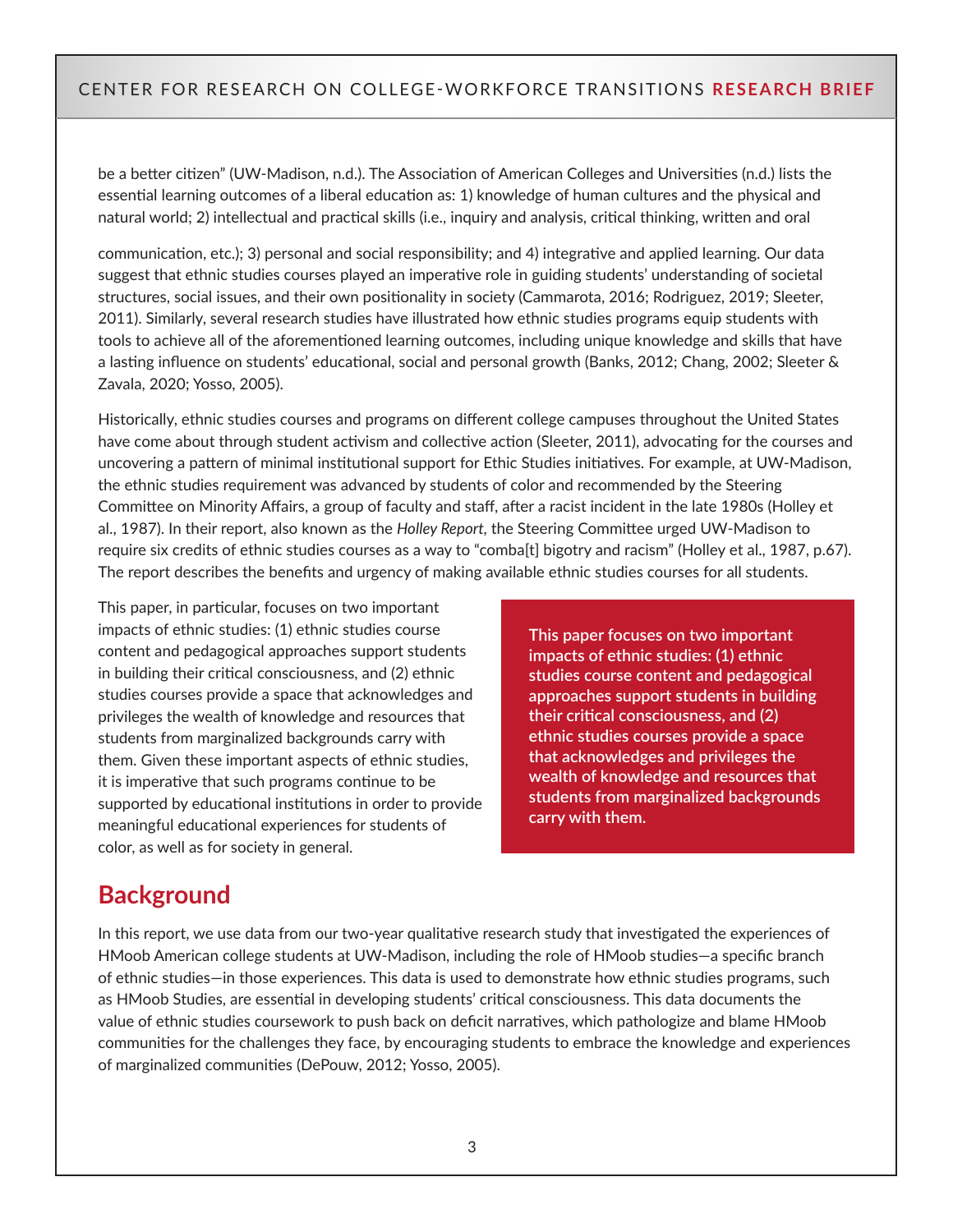be a better citizen" (UW-Madison, n.d.). The Association of American Colleges and Universities (n.d.) lists the essential learning outcomes of a liberal education as: 1) knowledge of human cultures and the physical and natural world; 2) intellectual and practical skills (i.e., inquiry and analysis, critical thinking, written and oral communication, etc.); 3) personal and social responsibility; and 4) integrative and applied learning. Our data suggest that ethnic studies courses played an imperative role in guiding students' understanding of societal structures, social issues, and their own positionality in society (Cammarota, 2016; Rodriguez, 2019; Sleeter, 2011). Similarly, several research studies have illustrated how ethnic studies programs equip students with tools to achieve all of the aforementioned learning outcomes, including unique knowledge and skills that have a lasting influence on students' educational, social and personal growth (Banks, 2012; Chang, 2002; Sleeter & Zavala, 2020; Yosso, 2005).

Historically, ethnic studies courses and programs on different college campuses throughout the United States have come about through student activism and collective action (Sleeter, 2011), advocating for the courses and uncovering a pattern of minimal institutional support for Ethic Studies initiatives. For example, at UW-Madison, the ethnic studies requirement was advanced by students of color and recommended by the Steering Committee on Minority Affairs, a group of faculty and staff, after a racist incident in the late 1980s (Holley et al., 1987). In their report, also known as the *Holley Report*, the Steering Committee urged UW-Madison to require six credits of ethnic studies courses as a way to "comba[t] bigotry and racism" (Holley et al., 1987, p.67). The report describes the benefits and urgency of making available ethnic studies courses for all students.

This paper, in particular, focuses on two important impacts of ethnic studies: (1) ethnic studies course content and pedagogical approaches support students in building their critical consciousness, and (2) ethnic studies courses provide a space that acknowledges and privileges the wealth of knowledge and resources that students from marginalized backgrounds carry with them. Given these important aspects of ethnic studies, it is imperative that such programs continue to be supported by educational institutions in order to provide meaningful educational experiences for students of color, as well as for society in general.

**This paper focuses on two important impacts of ethnic studies: (1) ethnic studies course content and pedagogical approaches support students in building their critical consciousness, and (2) ethnic studies courses provide a space that acknowledges and privileges the wealth of knowledge and resources that students from marginalized backgrounds carry with them.**

## Background

In this report, we use data from our two-year qualitative research study that investigated the experiences of HMoob American college students at UW-Madison, including the role of HMoob studies—a specific branch of ethnic studies—in those experiences. This data is used to demonstrate how ethnic studies programs, such as HMoob Studies, are essential in developing students' critical consciousness. This data documents the value of ethnic studies coursework to push back on deficit narratives, which pathologize and blame HMoob communities for the challenges they face, by encouraging students to embrace the knowledge and experiences of marginalized communities (DePouw, 2012; Yosso, 2005).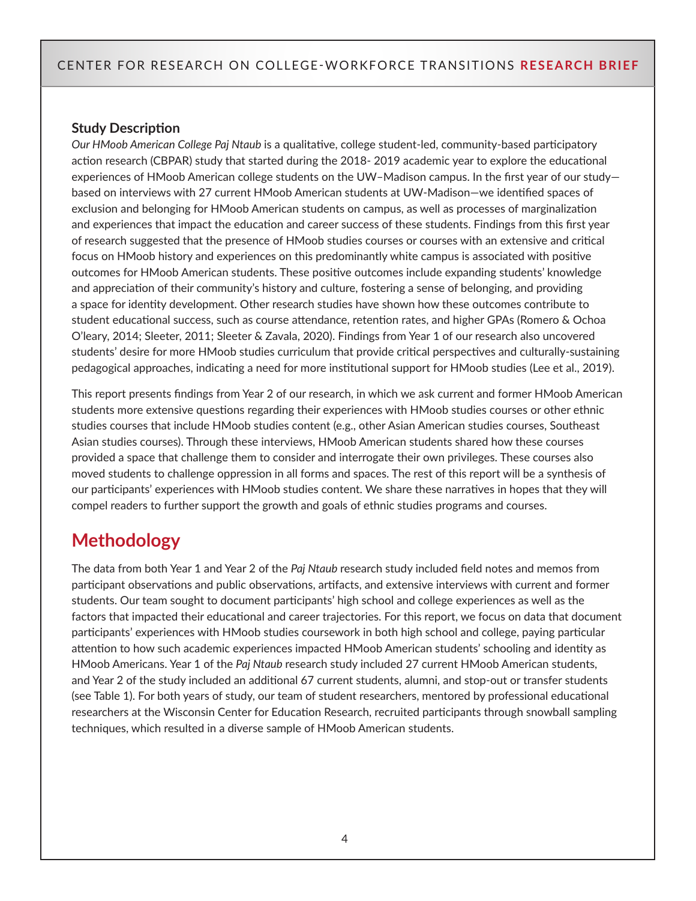### Study Description

*Our HMoob American College Paj Ntaub* is a qualitative, college student-led, community-based participatory action research (CBPAR) study that started during the 2018- 2019 academic year to explore the educational experiences of HMoob American college students on the UW–Madison campus. In the first year of our study—based on interviews with 27 current HMoob American students at UW-Madison—we identified spaces of exclusion and belonging for HMoob American students on campus, as well as processes of marginalization and experiences that impact the education and career success of these students. Findings from this first year of research suggested that the presence of HMoob studies courses or courses with an extensive and critical focus on HMoob history and experiences on this predominantly white campus is associated with positive outcomes for HMoob American students. These positive outcomes include expanding students' knowledge and appreciation of their community's history and culture, fostering a sense of belonging, and providing a space for identity development. Other research studies have shown how these outcomes contribute to student educational success, such as course attendance, retention rates, and higher GPAs (Romero & Ochoa O'leary, 2014; Sleeter, 2011; Sleeter & Zavala, 2020). Findings from Year 1 of our research also uncovered students' desire for more HMoob studies curriculum that provide critical perspectives and culturally-sustaining pedagogical approaches, indicating a need for more institutional support for HMoob studies (Lee et al., 2019).

This report presents findings from Year 2 of our research, in which we ask current and former HMoob American students more extensive questions regarding their experiences with HMoob studies courses or other ethnic studies courses that include HMoob studies content (e.g., other Asian American studies courses, Southeast Asian studies courses). Through these interviews, HMoob American students shared how these courses provided a space that challenge them to consider and interrogate their own privileges. These courses also moved students to challenge oppression in all forms and spaces. The rest of this report will be a synthesis of our participants' experiences with HMoob studies content. We share these narratives in hopes that they will compel readers to further support the growth and goals of ethnic studies programs and courses.

## Methodology

The data from both Year 1 and Year 2 of the *Paj Ntaub* research study included field notes and memos from participant observations and public observations, artifacts, and extensive interviews with current and former students. Our team sought to document participants' high school and college experiences as well as the factors that impacted their educational and career trajectories. For this report, we focus on data that document participants' experiences with HMoob studies coursework in both high school and college, paying particular attention to how such academic experiences impacted HMoob American students' schooling and identity as HMoob Americans. Year 1 of the *Paj Ntaub* research study included 27 current HMoob American students, and Year 2 of the study included an additional 67 current students, alumni, and stop-out or transfer students (see Table 1). For both years of study, our team of student researchers, mentored by professional educational researchers at the Wisconsin Center for Education Research, recruited participants through snowball sampling techniques, which resulted in a diverse sample of HMoob American students.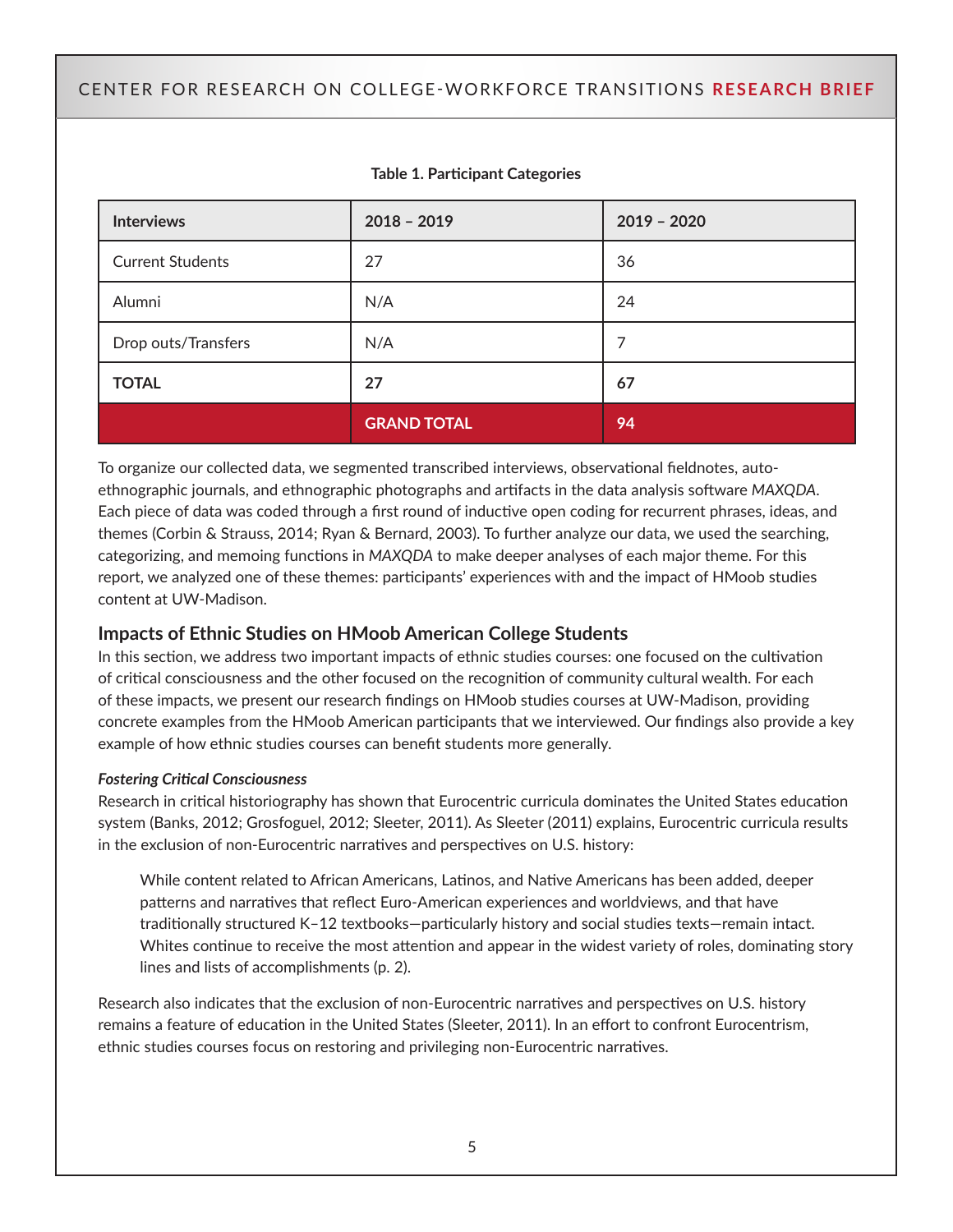**Table 1. Participant Categories**

| Interviews | 2018 – 2019 | 2019 – 2020 |
|---|---|---|
| Current Students | 27 | 36 |
| Alumni | N/A | 24 |
| Drop outs/Transfers | N/A | 7 |
| **TOTAL** | **27** | **67** |
| | **GRAND TOTAL** | **94** |

To organize our collected data, we segmented transcribed interviews, observational fieldnotes, auto-ethnographic journals, and ethnographic photographs and artifacts in the data analysis software *MAXQDA*. Each piece of data was coded through a first round of inductive open coding for recurrent phrases, ideas, and themes (Corbin & Strauss, 2014; Ryan & Bernard, 2003). To further analyze our data, we used the searching, categorizing, and memoing functions in *MAXQDA* to make deeper analyses of each major theme. For this report, we analyzed one of these themes: participants' experiences with and the impact of HMoob studies content at UW-Madison.

## Impacts of Ethnic Studies on HMoob American College Students

In this section, we address two important impacts of ethnic studies courses: one focused on the cultivation of critical consciousness and the other focused on the recognition of community cultural wealth. For each of these impacts, we present our research findings on HMoob studies courses at UW-Madison, providing concrete examples from the HMoob American participants that we interviewed. Our findings also provide a key example of how ethnic studies courses can benefit students more generally.

### *Fostering Critical Consciousness*

Research in critical historiography has shown that Eurocentric curricula dominates the United States education system (Banks, 2012; Grosfoguel, 2012; Sleeter, 2011). As Sleeter (2011) explains, Eurocentric curricula results in the exclusion of non-Eurocentric narratives and perspectives on U.S. history:

> While content related to African Americans, Latinos, and Native Americans has been added, deeper patterns and narratives that reflect Euro-American experiences and worldviews, and that have traditionally structured K–12 textbooks—particularly history and social studies texts—remain intact. Whites continue to receive the most attention and appear in the widest variety of roles, dominating story lines and lists of accomplishments (p. 2).

Research also indicates that the exclusion of non-Eurocentric narratives and perspectives on U.S. history remains a feature of education in the United States (Sleeter, 2011). In an effort to confront Eurocentrism, ethnic studies courses focus on restoring and privileging non-Eurocentric narratives.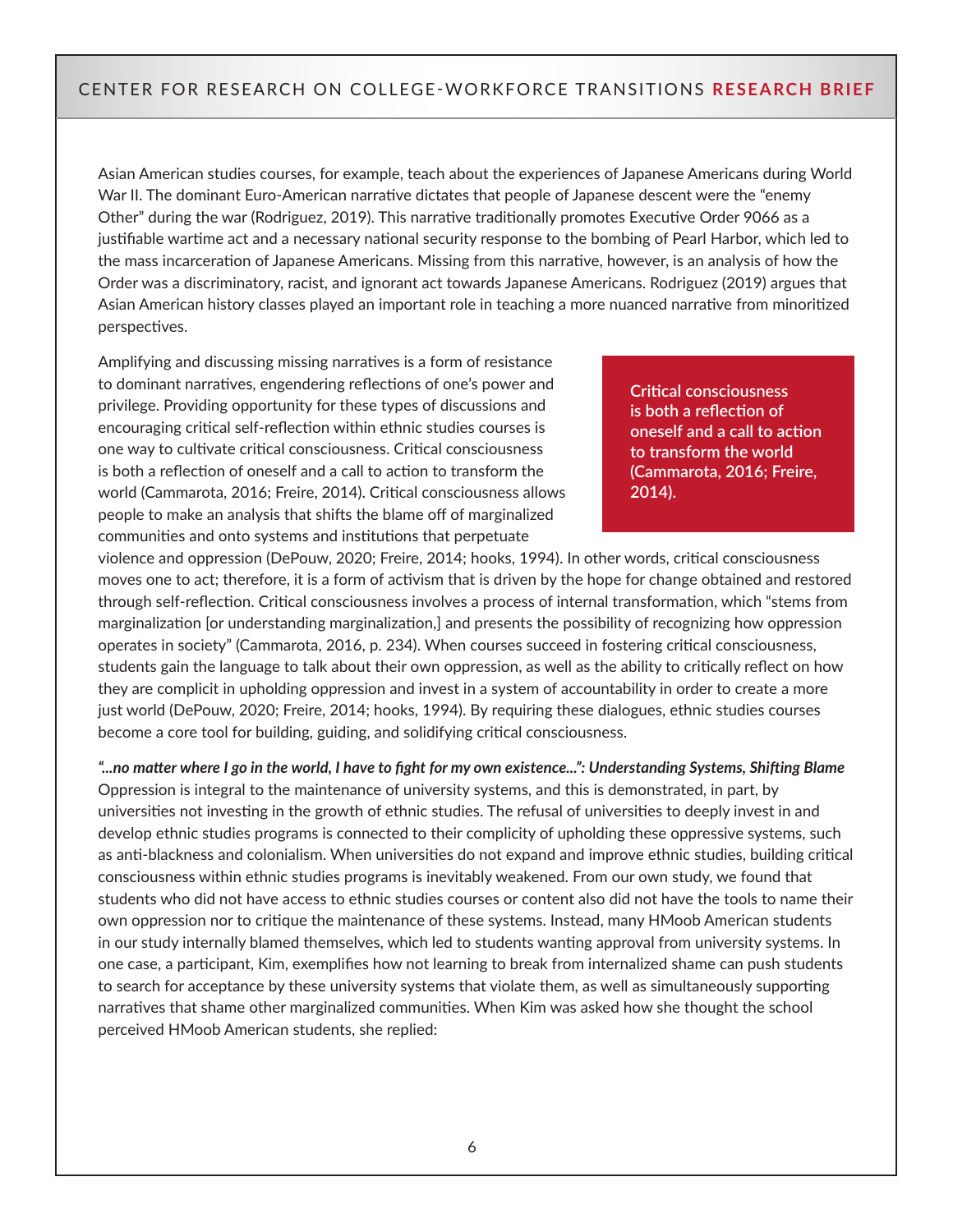Asian American studies courses, for example, teach about the experiences of Japanese Americans during World War II. The dominant Euro-American narrative dictates that people of Japanese descent were the "enemy Other" during the war (Rodriguez, 2019). This narrative traditionally promotes Executive Order 9066 as a justifiable wartime act and a necessary national security response to the bombing of Pearl Harbor, which led to the mass incarceration of Japanese Americans. Missing from this narrative, however, is an analysis of how the Order was a discriminatory, racist, and ignorant act towards Japanese Americans. Rodriguez (2019) argues that Asian American history classes played an important role in teaching a more nuanced narrative from minoritized perspectives.

Amplifying and discussing missing narratives is a form of resistance to dominant narratives, engendering reflections of one's power and privilege. Providing opportunity for these types of discussions and encouraging critical self-reflection within ethnic studies courses is one way to cultivate critical consciousness. Critical consciousness is both a reflection of oneself and a call to action to transform the world (Cammarota, 2016; Freire, 2014). Critical consciousness allows people to make an analysis that shifts the blame off of marginalized communities and onto systems and institutions that perpetuate violence and oppression (DePouw, 2020; Freire, 2014; hooks, 1994). In other words, critical consciousness moves one to act; therefore, it is a form of activism that is driven by the hope for change obtained and restored through self-reflection. Critical consciousness involves a process of internal transformation, which "stems from marginalization [or understanding marginalization,] and presents the possibility of recognizing how oppression operates in society" (Cammarota, 2016, p. 234). When courses succeed in fostering critical consciousness, students gain the language to talk about their own oppression, as well as the ability to critically reflect on how they are complicit in upholding oppression and invest in a system of accountability in order to create a more just world (DePouw, 2020; Freire, 2014; hooks, 1994). By requiring these dialogues, ethnic studies courses become a core tool for building, guiding, and solidifying critical consciousness.

> **Critical consciousness is both a reflection of oneself and a call to action to transform the world (Cammarota, 2016; Freire, 2014).**

***"...no matter where I go in the world, I have to fight for my own existence...": Understanding Systems, Shifting Blame***

Oppression is integral to the maintenance of university systems, and this is demonstrated, in part, by universities not investing in the growth of ethnic studies. The refusal of universities to deeply invest in and develop ethnic studies programs is connected to their complicity of upholding these oppressive systems, such as anti-blackness and colonialism. When universities do not expand and improve ethnic studies, building critical consciousness within ethnic studies programs is inevitably weakened. From our own study, we found that students who did not have access to ethnic studies courses or content also did not have the tools to name their own oppression nor to critique the maintenance of these systems. Instead, many HMoob American students in our study internally blamed themselves, which led to students wanting approval from university systems. In one case, a participant, Kim, exemplifies how not learning to break from internalized shame can push students to search for acceptance by these university systems that violate them, as well as simultaneously supporting narratives that shame other marginalized communities. When Kim was asked how she thought the school perceived HMoob American students, she replied: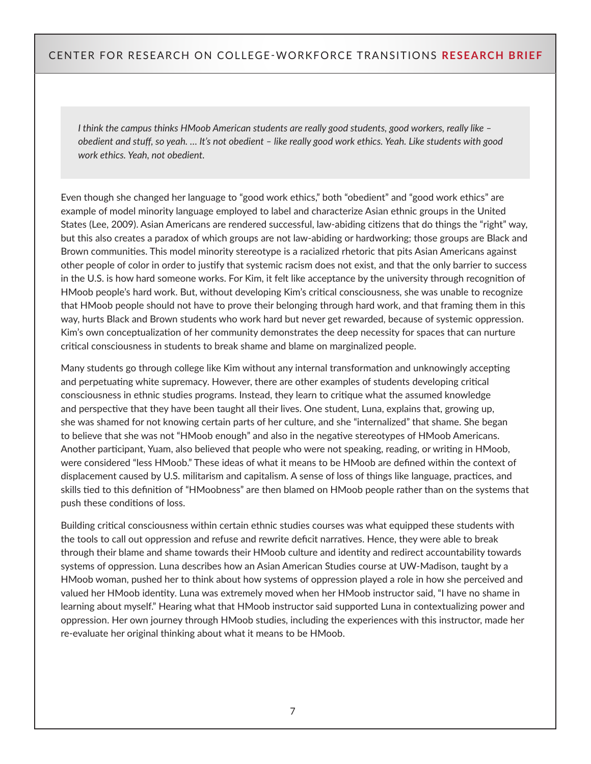> *I think the campus thinks HMoob American students are really good students, good workers, really like – obedient and stuff, so yeah. … It's not obedient – like really good work ethics. Yeah. Like students with good work ethics. Yeah, not obedient.*

Even though she changed her language to "good work ethics," both "obedient" and "good work ethics" are example of model minority language employed to label and characterize Asian ethnic groups in the United States (Lee, 2009). Asian Americans are rendered successful, law-abiding citizens that do things the "right" way, but this also creates a paradox of which groups are not law-abiding or hardworking; those groups are Black and Brown communities. This model minority stereotype is a racialized rhetoric that pits Asian Americans against other people of color in order to justify that systemic racism does not exist, and that the only barrier to success in the U.S. is how hard someone works. For Kim, it felt like acceptance by the university through recognition of HMoob people's hard work. But, without developing Kim's critical consciousness, she was unable to recognize that HMoob people should not have to prove their belonging through hard work, and that framing them in this way, hurts Black and Brown students who work hard but never get rewarded, because of systemic oppression. Kim's own conceptualization of her community demonstrates the deep necessity for spaces that can nurture critical consciousness in students to break shame and blame on marginalized people.

Many students go through college like Kim without any internal transformation and unknowingly accepting and perpetuating white supremacy. However, there are other examples of students developing critical consciousness in ethnic studies programs. Instead, they learn to critique what the assumed knowledge and perspective that they have been taught all their lives. One student, Luna, explains that, growing up, she was shamed for not knowing certain parts of her culture, and she "internalized" that shame. She began to believe that she was not "HMoob enough" and also in the negative stereotypes of HMoob Americans. Another participant, Yuam, also believed that people who were not speaking, reading, or writing in HMoob, were considered "less HMoob." These ideas of what it means to be HMoob are defined within the context of displacement caused by U.S. militarism and capitalism. A sense of loss of things like language, practices, and skills tied to this definition of "HMoobness" are then blamed on HMoob people rather than on the systems that push these conditions of loss.

Building critical consciousness within certain ethnic studies courses was what equipped these students with the tools to call out oppression and refuse and rewrite deficit narratives. Hence, they were able to break through their blame and shame towards their HMoob culture and identity and redirect accountability towards systems of oppression. Luna describes how an Asian American Studies course at UW-Madison, taught by a HMoob woman, pushed her to think about how systems of oppression played a role in how she perceived and valued her HMoob identity. Luna was extremely moved when her HMoob instructor said, "I have no shame in learning about myself." Hearing what that HMoob instructor said supported Luna in contextualizing power and oppression. Her own journey through HMoob studies, including the experiences with this instructor, made her re-evaluate her original thinking about what it means to be HMoob.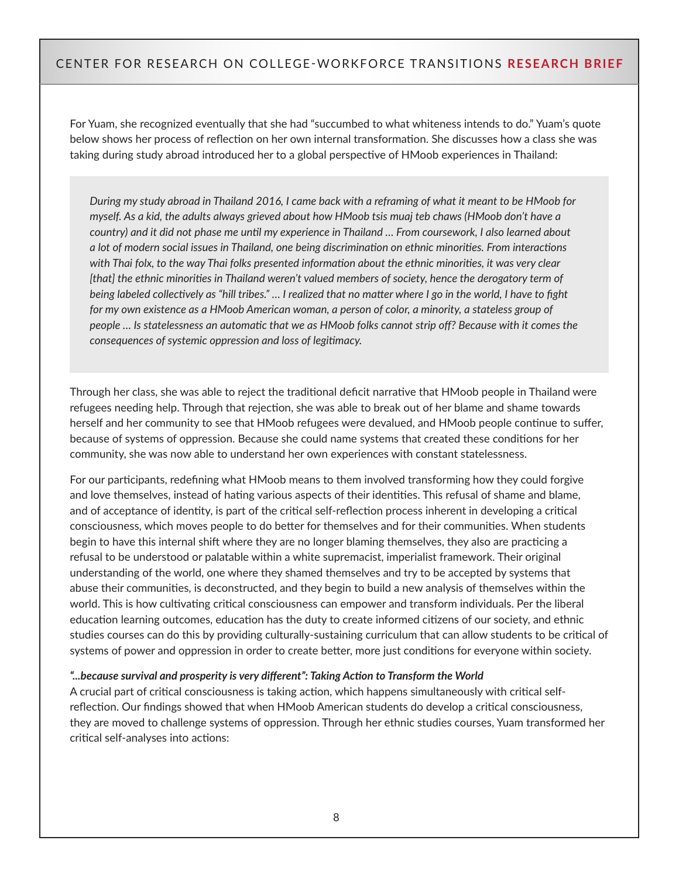For Yuam, she recognized eventually that she had "succumbed to what whiteness intends to do." Yuam's quote below shows her process of reflection on her own internal transformation. She discusses how a class she was taking during study abroad introduced her to a global perspective of HMoob experiences in Thailand:

> *During my study abroad in Thailand 2016, I came back with a reframing of what it meant to be HMoob for myself. As a kid, the adults always grieved about how HMoob tsis muaj teb chaws (HMoob don't have a country) and it did not phase me until my experience in Thailand … From coursework, I also learned about a lot of modern social issues in Thailand, one being discrimination on ethnic minorities. From interactions with Thai folx, to the way Thai folks presented information about the ethnic minorities, it was very clear [that] the ethnic minorities in Thailand weren't valued members of society, hence the derogatory term of being labeled collectively as "hill tribes." … I realized that no matter where I go in the world, I have to fight for my own existence as a HMoob American woman, a person of color, a minority, a stateless group of people … Is statelessness an automatic that we as HMoob folks cannot strip off? Because with it comes the consequences of systemic oppression and loss of legitimacy.*

Through her class, she was able to reject the traditional deficit narrative that HMoob people in Thailand were refugees needing help. Through that rejection, she was able to break out of her blame and shame towards herself and her community to see that HMoob refugees were devalued, and HMoob people continue to suffer, because of systems of oppression. Because she could name systems that created these conditions for her community, she was now able to understand her own experiences with constant statelessness.

For our participants, redefining what HMoob means to them involved transforming how they could forgive and love themselves, instead of hating various aspects of their identities. This refusal of shame and blame, and of acceptance of identity, is part of the critical self-reflection process inherent in developing a critical consciousness, which moves people to do better for themselves and for their communities. When students begin to have this internal shift where they are no longer blaming themselves, they also are practicing a refusal to be understood or palatable within a white supremacist, imperialist framework. Their original understanding of the world, one where they shamed themselves and try to be accepted by systems that abuse their communities, is deconstructed, and they begin to build a new analysis of themselves within the world. This is how cultivating critical consciousness can empower and transform individuals. Per the liberal education learning outcomes, education has the duty to create informed citizens of our society, and ethnic studies courses can do this by providing culturally-sustaining curriculum that can allow students to be critical of systems of power and oppression in order to create better, more just conditions for everyone within society.

***"…because survival and prosperity is very different": Taking Action to Transform the World***

A crucial part of critical consciousness is taking action, which happens simultaneously with critical self-reflection. Our findings showed that when HMoob American students do develop a critical consciousness, they are moved to challenge systems of oppression. Through her ethnic studies courses, Yuam transformed her critical self-analyses into actions: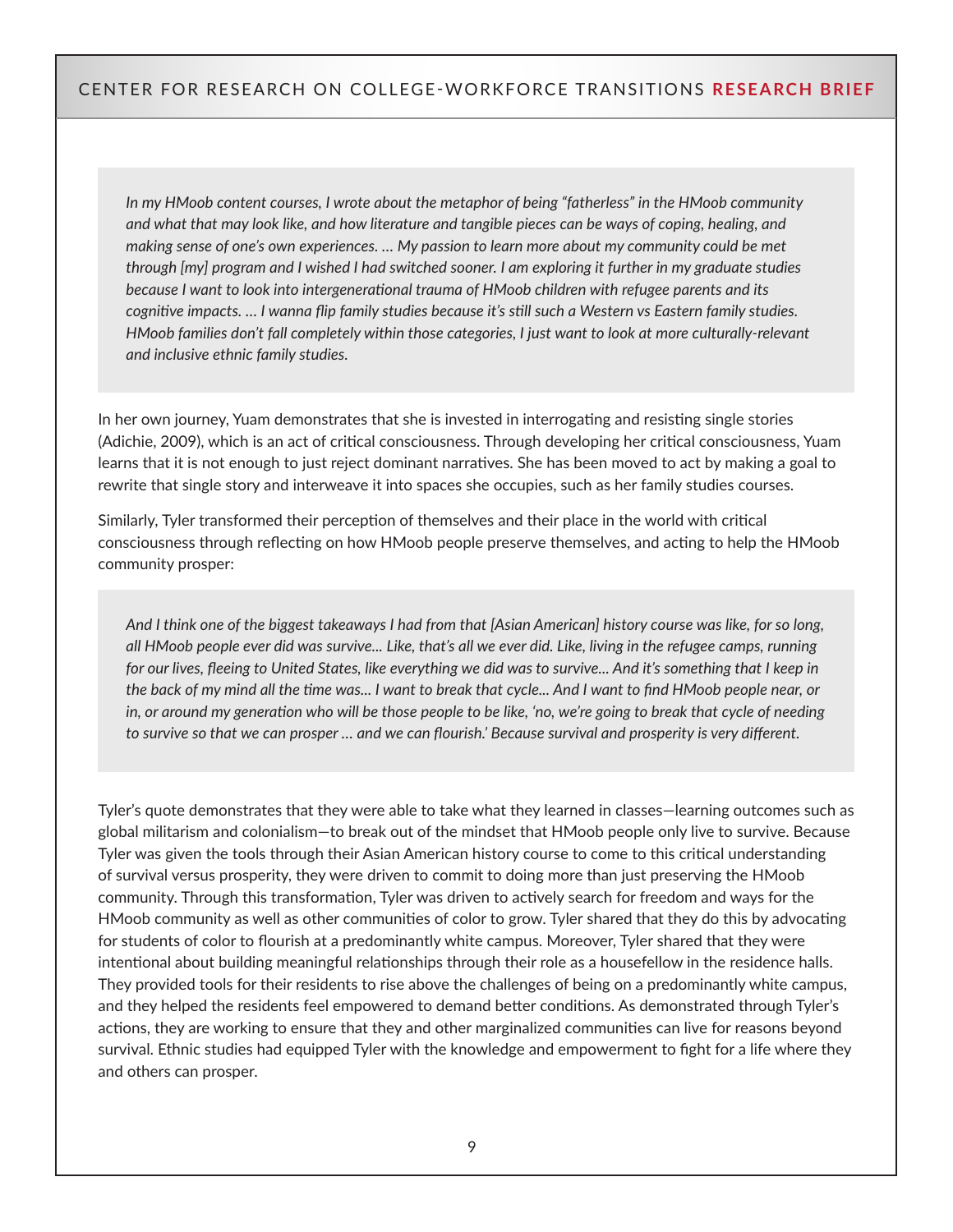*In my HMoob content courses, I wrote about the metaphor of being "fatherless" in the HMoob community and what that may look like, and how literature and tangible pieces can be ways of coping, healing, and making sense of one's own experiences. … My passion to learn more about my community could be met through [my] program and I wished I had switched sooner. I am exploring it further in my graduate studies because I want to look into intergenerational trauma of HMoob children with refugee parents and its cognitive impacts. … I wanna flip family studies because it's still such a Western vs Eastern family studies. HMoob families don't fall completely within those categories, I just want to look at more culturally-relevant and inclusive ethnic family studies.*

In her own journey, Yuam demonstrates that she is invested in interrogating and resisting single stories (Adichie, 2009), which is an act of critical consciousness. Through developing her critical consciousness, Yuam learns that it is not enough to just reject dominant narratives. She has been moved to act by making a goal to rewrite that single story and interweave it into spaces she occupies, such as her family studies courses.

Similarly, Tyler transformed their perception of themselves and their place in the world with critical consciousness through reflecting on how HMoob people preserve themselves, and acting to help the HMoob community prosper:

*And I think one of the biggest takeaways I had from that [Asian American] history course was like, for so long, all HMoob people ever did was survive... Like, that's all we ever did. Like, living in the refugee camps, running for our lives, fleeing to United States, like everything we did was to survive... And it's something that I keep in the back of my mind all the time was... I want to break that cycle... And I want to find HMoob people near, or in, or around my generation who will be those people to be like, 'no, we're going to break that cycle of needing to survive so that we can prosper … and we can flourish.' Because survival and prosperity is very different.*

Tyler's quote demonstrates that they were able to take what they learned in classes—learning outcomes such as global militarism and colonialism—to break out of the mindset that HMoob people only live to survive. Because Tyler was given the tools through their Asian American history course to come to this critical understanding of survival versus prosperity, they were driven to commit to doing more than just preserving the HMoob community. Through this transformation, Tyler was driven to actively search for freedom and ways for the HMoob community as well as other communities of color to grow. Tyler shared that they do this by advocating for students of color to flourish at a predominantly white campus. Moreover, Tyler shared that they were intentional about building meaningful relationships through their role as a housefellow in the residence halls. They provided tools for their residents to rise above the challenges of being on a predominantly white campus, and they helped the residents feel empowered to demand better conditions. As demonstrated through Tyler's actions, they are working to ensure that they and other marginalized communities can live for reasons beyond survival. Ethnic studies had equipped Tyler with the knowledge and empowerment to fight for a life where they and others can prosper.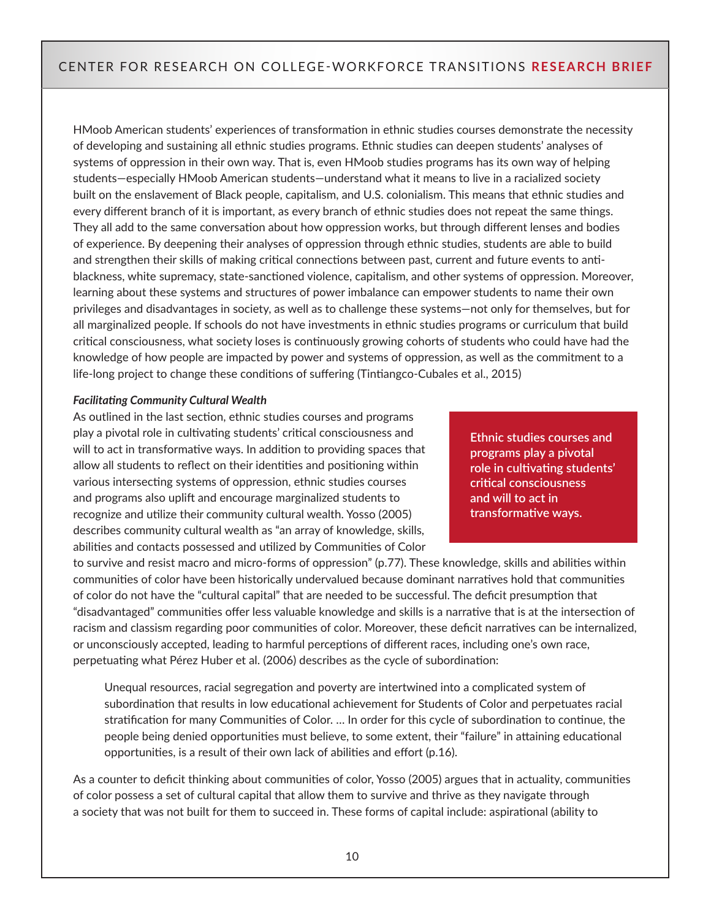HMoob American students' experiences of transformation in ethnic studies courses demonstrate the necessity of developing and sustaining all ethnic studies programs. Ethnic studies can deepen students' analyses of systems of oppression in their own way. That is, even HMoob studies programs has its own way of helping students—especially HMoob American students—understand what it means to live in a racialized society built on the enslavement of Black people, capitalism, and U.S. colonialism. This means that ethnic studies and every different branch of it is important, as every branch of ethnic studies does not repeat the same things. They all add to the same conversation about how oppression works, but through different lenses and bodies of experience. By deepening their analyses of oppression through ethnic studies, students are able to build and strengthen their skills of making critical connections between past, current and future events to anti-blackness, white supremacy, state-sanctioned violence, capitalism, and other systems of oppression. Moreover, learning about these systems and structures of power imbalance can empower students to name their own privileges and disadvantages in society, as well as to challenge these systems—not only for themselves, but for all marginalized people. If schools do not have investments in ethnic studies programs or curriculum that build critical consciousness, what society loses is continuously growing cohorts of students who could have had the knowledge of how people are impacted by power and systems of oppression, as well as the commitment to a life-long project to change these conditions of suffering (Tintiangco-Cubales et al., 2015)

***Facilitating Community Cultural Wealth***

As outlined in the last section, ethnic studies courses and programs play a pivotal role in cultivating students' critical consciousness and will to act in transformative ways. In addition to providing spaces that allow all students to reflect on their identities and positioning within various intersecting systems of oppression, ethnic studies courses and programs also uplift and encourage marginalized students to recognize and utilize their community cultural wealth. Yosso (2005) describes community cultural wealth as "an array of knowledge, skills, abilities and contacts possessed and utilized by Communities of Color to survive and resist macro and micro-forms of oppression" (p.77). These knowledge, skills and abilities within communities of color have been historically undervalued because dominant narratives hold that communities of color do not have the "cultural capital" that are needed to be successful. The deficit presumption that "disadvantaged" communities offer less valuable knowledge and skills is a narrative that is at the intersection of racism and classism regarding poor communities of color. Moreover, these deficit narratives can be internalized, or unconsciously accepted, leading to harmful perceptions of different races, including one's own race, perpetuating what Pérez Huber et al. (2006) describes as the cycle of subordination:

**Ethnic studies courses and programs play a pivotal role in cultivating students' critical consciousness and will to act in transformative ways.**

> Unequal resources, racial segregation and poverty are intertwined into a complicated system of subordination that results in low educational achievement for Students of Color and perpetuates racial stratification for many Communities of Color. … In order for this cycle of subordination to continue, the people being denied opportunities must believe, to some extent, their "failure" in attaining educational opportunities, is a result of their own lack of abilities and effort (p.16).

As a counter to deficit thinking about communities of color, Yosso (2005) argues that in actuality, communities of color possess a set of cultural capital that allow them to survive and thrive as they navigate through a society that was not built for them to succeed in. These forms of capital include: aspirational (ability to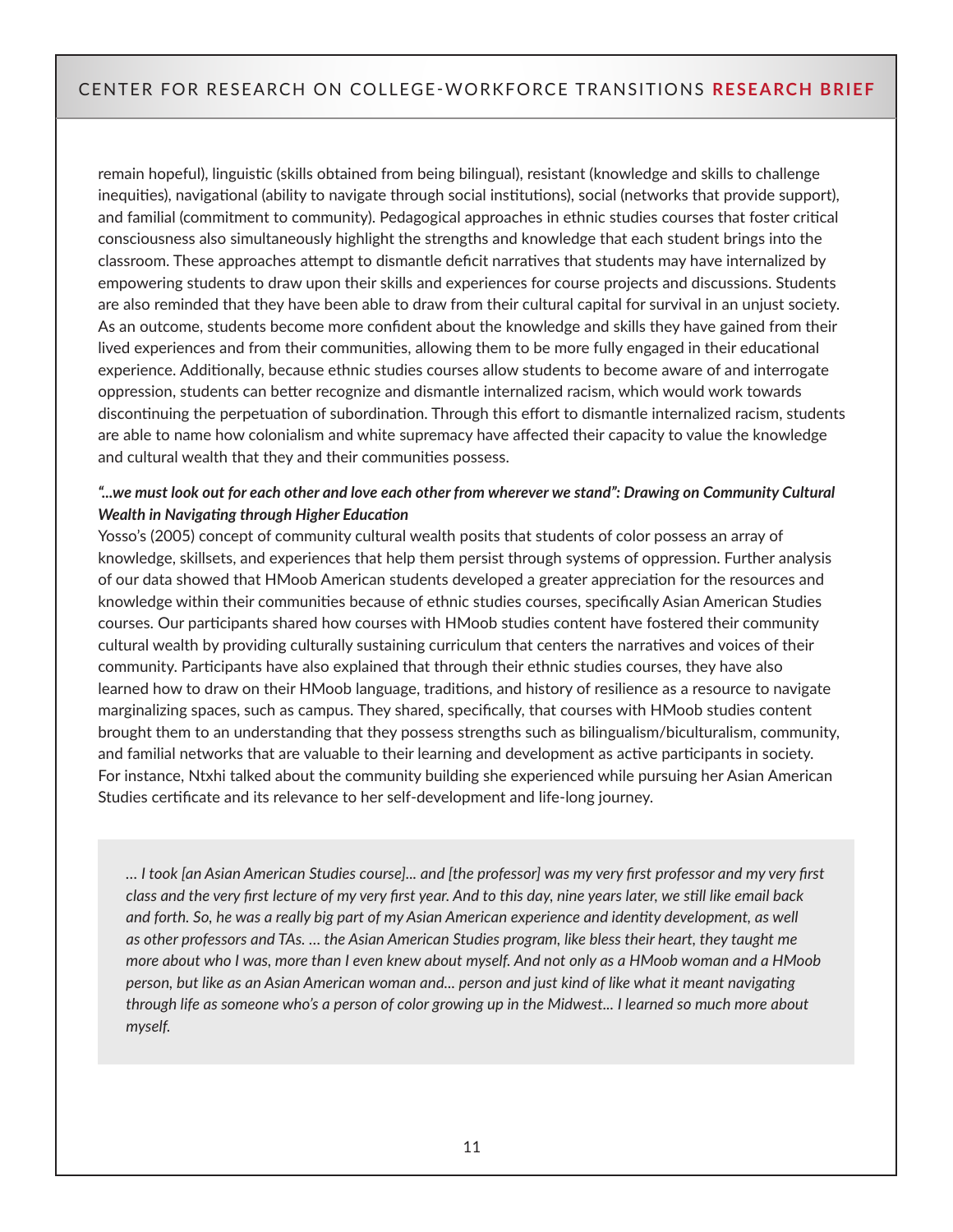remain hopeful), linguistic (skills obtained from being bilingual), resistant (knowledge and skills to challenge inequities), navigational (ability to navigate through social institutions), social (networks that provide support), and familial (commitment to community). Pedagogical approaches in ethnic studies courses that foster critical consciousness also simultaneously highlight the strengths and knowledge that each student brings into the classroom. These approaches attempt to dismantle deficit narratives that students may have internalized by empowering students to draw upon their skills and experiences for course projects and discussions. Students are also reminded that they have been able to draw from their cultural capital for survival in an unjust society. As an outcome, students become more confident about the knowledge and skills they have gained from their lived experiences and from their communities, allowing them to be more fully engaged in their educational experience. Additionally, because ethnic studies courses allow students to become aware of and interrogate oppression, students can better recognize and dismantle internalized racism, which would work towards discontinuing the perpetuation of subordination. Through this effort to dismantle internalized racism, students are able to name how colonialism and white supremacy have affected their capacity to value the knowledge and cultural wealth that they and their communities possess.

***"...we must look out for each other and love each other from wherever we stand": Drawing on Community Cultural Wealth in Navigating through Higher Education***

Yosso's (2005) concept of community cultural wealth posits that students of color possess an array of knowledge, skillsets, and experiences that help them persist through systems of oppression. Further analysis of our data showed that HMoob American students developed a greater appreciation for the resources and knowledge within their communities because of ethnic studies courses, specifically Asian American Studies courses. Our participants shared how courses with HMoob studies content have fostered their community cultural wealth by providing culturally sustaining curriculum that centers the narratives and voices of their community. Participants have also explained that through their ethnic studies courses, they have also learned how to draw on their HMoob language, traditions, and history of resilience as a resource to navigate marginalizing spaces, such as campus. They shared, specifically, that courses with HMoob studies content brought them to an understanding that they possess strengths such as bilingualism/biculturalism, community, and familial networks that are valuable to their learning and development as active participants in society. For instance, Ntxhi talked about the community building she experienced while pursuing her Asian American Studies certificate and its relevance to her self-development and life-long journey.

> *… I took [an Asian American Studies course]... and [the professor] was my very first professor and my very first class and the very first lecture of my very first year. And to this day, nine years later, we still like email back and forth. So, he was a really big part of my Asian American experience and identity development, as well as other professors and TAs. … the Asian American Studies program, like bless their heart, they taught me more about who I was, more than I even knew about myself. And not only as a HMoob woman and a HMoob person, but like as an Asian American woman and... person and just kind of like what it meant navigating through life as someone who's a person of color growing up in the Midwest... I learned so much more about myself.*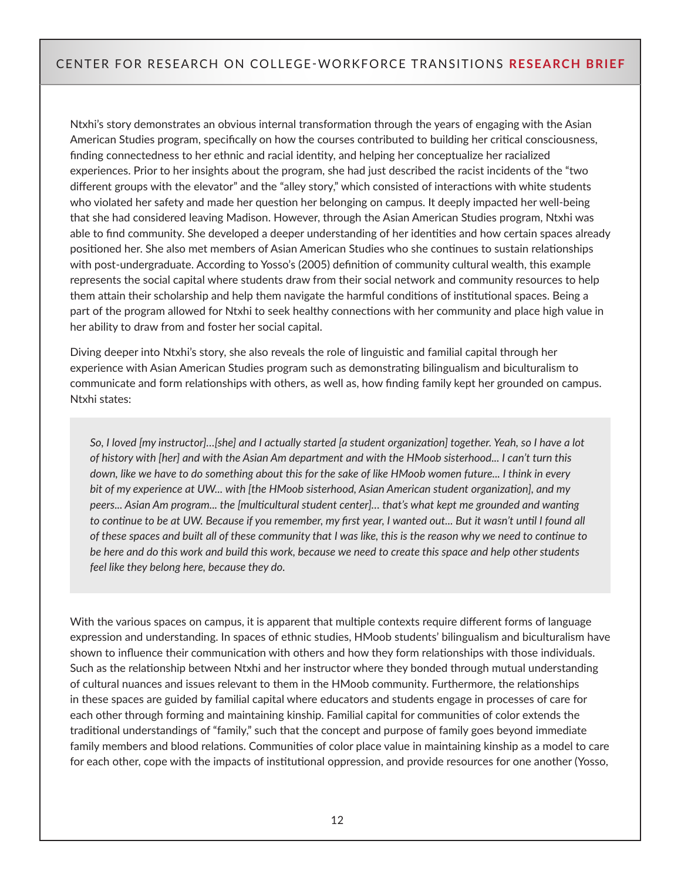Ntxhi's story demonstrates an obvious internal transformation through the years of engaging with the Asian American Studies program, specifically on how the courses contributed to building her critical consciousness, finding connectedness to her ethnic and racial identity, and helping her conceptualize her racialized experiences. Prior to her insights about the program, she had just described the racist incidents of the "two different groups with the elevator" and the "alley story," which consisted of interactions with white students who violated her safety and made her question her belonging on campus. It deeply impacted her well-being that she had considered leaving Madison. However, through the Asian American Studies program, Ntxhi was able to find community. She developed a deeper understanding of her identities and how certain spaces already positioned her. She also met members of Asian American Studies who she continues to sustain relationships with post-undergraduate. According to Yosso's (2005) definition of community cultural wealth, this example represents the social capital where students draw from their social network and community resources to help them attain their scholarship and help them navigate the harmful conditions of institutional spaces. Being a part of the program allowed for Ntxhi to seek healthy connections with her community and place high value in her ability to draw from and foster her social capital.

Diving deeper into Ntxhi's story, she also reveals the role of linguistic and familial capital through her experience with Asian American Studies program such as demonstrating bilingualism and biculturalism to communicate and form relationships with others, as well as, how finding family kept her grounded on campus. Ntxhi states:

> *So, I loved [my instructor]…[she] and I actually started [a student organization] together. Yeah, so I have a lot of history with [her] and with the Asian Am department and with the HMoob sisterhood… I can't turn this down, like we have to do something about this for the sake of like HMoob women future… I think in every bit of my experience at UW… with [the HMoob sisterhood, Asian American student organization], and my peers… Asian Am program… the [multicultural student center]… that's what kept me grounded and wanting to continue to be at UW. Because if you remember, my first year, I wanted out… But it wasn't until I found all of these spaces and built all of these community that I was like, this is the reason why we need to continue to be here and do this work and build this work, because we need to create this space and help other students feel like they belong here, because they do.*

With the various spaces on campus, it is apparent that multiple contexts require different forms of language expression and understanding. In spaces of ethnic studies, HMoob students' bilingualism and biculturalism have shown to influence their communication with others and how they form relationships with those individuals. Such as the relationship between Ntxhi and her instructor where they bonded through mutual understanding of cultural nuances and issues relevant to them in the HMoob community. Furthermore, the relationships in these spaces are guided by familial capital where educators and students engage in processes of care for each other through forming and maintaining kinship. Familial capital for communities of color extends the traditional understandings of "family," such that the concept and purpose of family goes beyond immediate family members and blood relations. Communities of color place value in maintaining kinship as a model to care for each other, cope with the impacts of institutional oppression, and provide resources for one another (Yosso,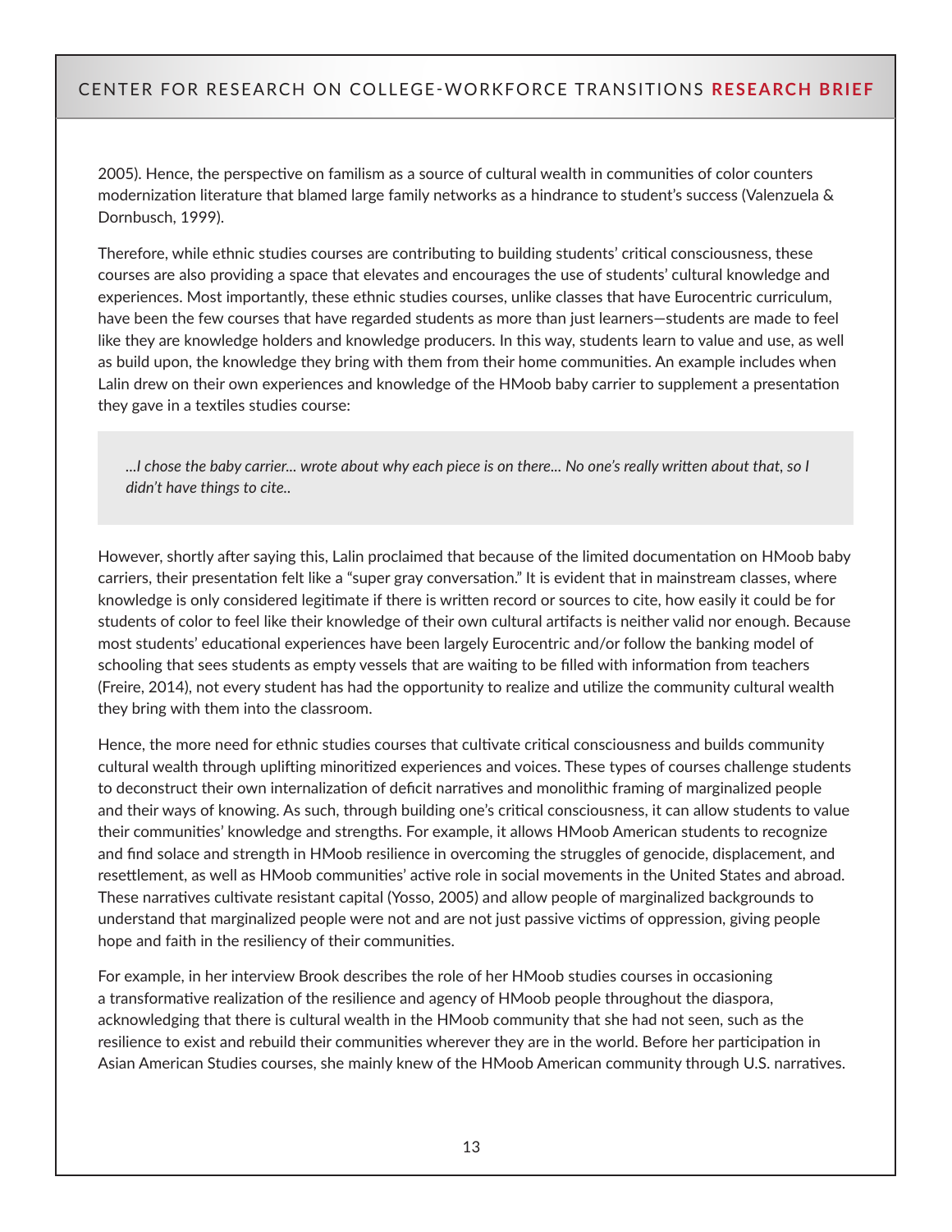2005). Hence, the perspective on familism as a source of cultural wealth in communities of color counters modernization literature that blamed large family networks as a hindrance to student's success (Valenzuela & Dornbusch, 1999).

Therefore, while ethnic studies courses are contributing to building students' critical consciousness, these courses are also providing a space that elevates and encourages the use of students' cultural knowledge and experiences. Most importantly, these ethnic studies courses, unlike classes that have Eurocentric curriculum, have been the few courses that have regarded students as more than just learners—students are made to feel like they are knowledge holders and knowledge producers. In this way, students learn to value and use, as well as build upon, the knowledge they bring with them from their home communities. An example includes when Lalin drew on their own experiences and knowledge of the HMoob baby carrier to supplement a presentation they gave in a textiles studies course:

> *...I chose the baby carrier... wrote about why each piece is on there... No one's really written about that, so I didn't have things to cite..*

However, shortly after saying this, Lalin proclaimed that because of the limited documentation on HMoob baby carriers, their presentation felt like a "super gray conversation." It is evident that in mainstream classes, where knowledge is only considered legitimate if there is written record or sources to cite, how easily it could be for students of color to feel like their knowledge of their own cultural artifacts is neither valid nor enough. Because most students' educational experiences have been largely Eurocentric and/or follow the banking model of schooling that sees students as empty vessels that are waiting to be filled with information from teachers (Freire, 2014), not every student has had the opportunity to realize and utilize the community cultural wealth they bring with them into the classroom.

Hence, the more need for ethnic studies courses that cultivate critical consciousness and builds community cultural wealth through uplifting minoritized experiences and voices. These types of courses challenge students to deconstruct their own internalization of deficit narratives and monolithic framing of marginalized people and their ways of knowing. As such, through building one's critical consciousness, it can allow students to value their communities' knowledge and strengths. For example, it allows HMoob American students to recognize and find solace and strength in HMoob resilience in overcoming the struggles of genocide, displacement, and resettlement, as well as HMoob communities' active role in social movements in the United States and abroad. These narratives cultivate resistant capital (Yosso, 2005) and allow people of marginalized backgrounds to understand that marginalized people were not and are not just passive victims of oppression, giving people hope and faith in the resiliency of their communities.

For example, in her interview Brook describes the role of her HMoob studies courses in occasioning a transformative realization of the resilience and agency of HMoob people throughout the diaspora, acknowledging that there is cultural wealth in the HMoob community that she had not seen, such as the resilience to exist and rebuild their communities wherever they are in the world. Before her participation in Asian American Studies courses, she mainly knew of the HMoob American community through U.S. narratives.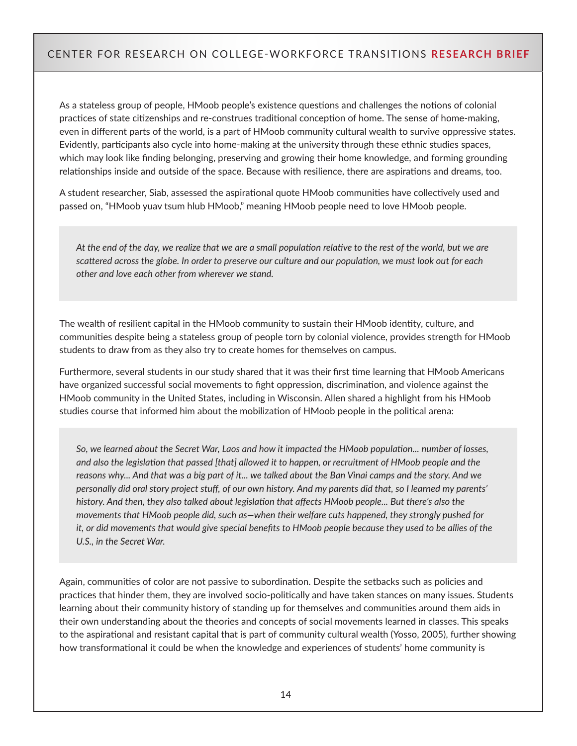As a stateless group of people, HMoob people's existence questions and challenges the notions of colonial practices of state citizenships and re-construes traditional conception of home. The sense of home-making, even in different parts of the world, is a part of HMoob community cultural wealth to survive oppressive states. Evidently, participants also cycle into home-making at the university through these ethnic studies spaces, which may look like finding belonging, preserving and growing their home knowledge, and forming grounding relationships inside and outside of the space. Because with resilience, there are aspirations and dreams, too.

A student researcher, Siab, assessed the aspirational quote HMoob communities have collectively used and passed on, "HMoob yuav tsum hlub HMoob," meaning HMoob people need to love HMoob people.

> *At the end of the day, we realize that we are a small population relative to the rest of the world, but we are scattered across the globe. In order to preserve our culture and our population, we must look out for each other and love each other from wherever we stand.*

The wealth of resilient capital in the HMoob community to sustain their HMoob identity, culture, and communities despite being a stateless group of people torn by colonial violence, provides strength for HMoob students to draw from as they also try to create homes for themselves on campus.

Furthermore, several students in our study shared that it was their first time learning that HMoob Americans have organized successful social movements to fight oppression, discrimination, and violence against the HMoob community in the United States, including in Wisconsin. Allen shared a highlight from his HMoob studies course that informed him about the mobilization of HMoob people in the political arena:

> *So, we learned about the Secret War, Laos and how it impacted the HMoob population... number of losses, and also the legislation that passed [that] allowed it to happen, or recruitment of HMoob people and the reasons why... And that was a big part of it... we talked about the Ban Vinai camps and the story. And we personally did oral story project stuff, of our own history. And my parents did that, so I learned my parents' history. And then, they also talked about legislation that affects HMoob people... But there's also the movements that HMoob people did, such as—when their welfare cuts happened, they strongly pushed for it, or did movements that would give special benefits to HMoob people because they used to be allies of the U.S., in the Secret War.*

Again, communities of color are not passive to subordination. Despite the setbacks such as policies and practices that hinder them, they are involved socio-politically and have taken stances on many issues. Students learning about their community history of standing up for themselves and communities around them aids in their own understanding about the theories and concepts of social movements learned in classes. This speaks to the aspirational and resistant capital that is part of community cultural wealth (Yosso, 2005), further showing how transformational it could be when the knowledge and experiences of students' home community is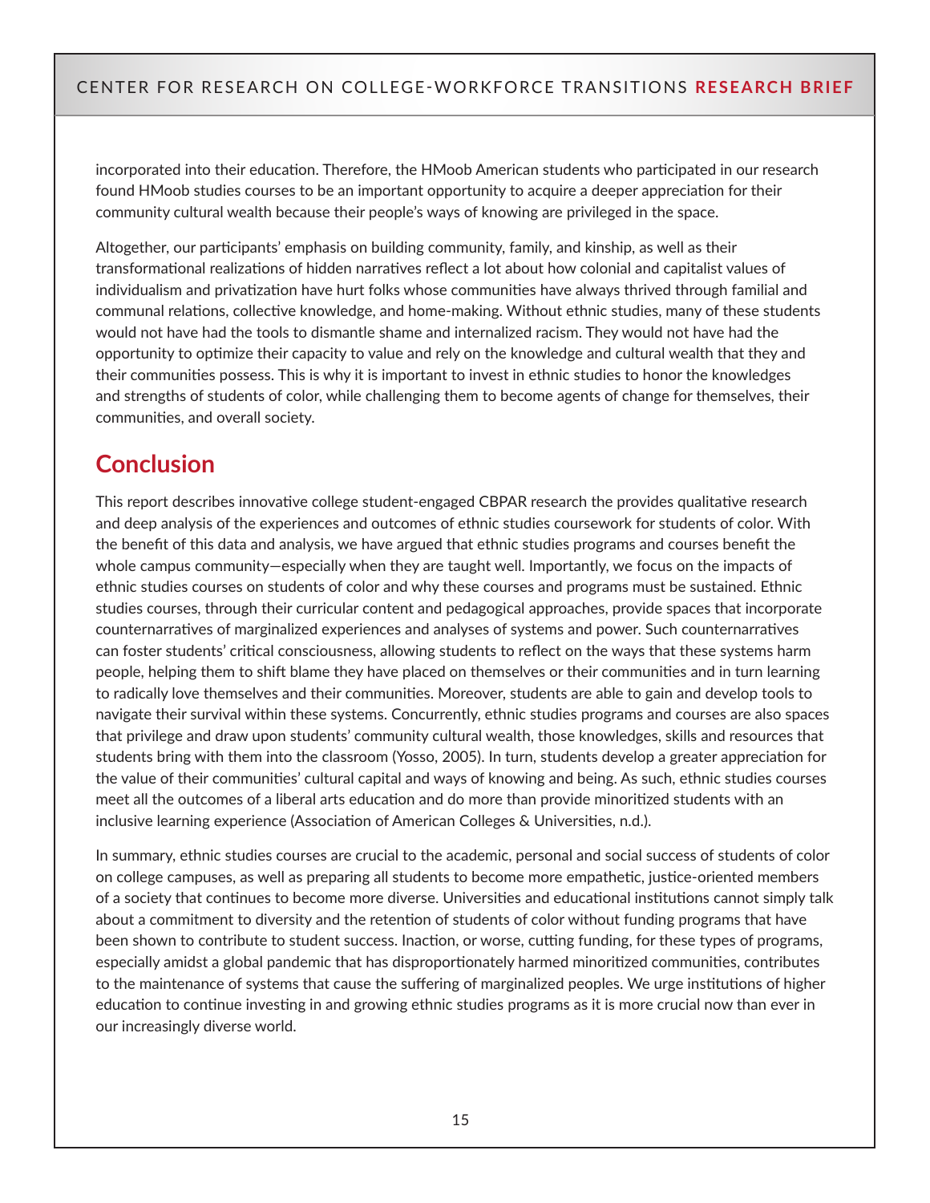incorporated into their education. Therefore, the HMoob American students who participated in our research found HMoob studies courses to be an important opportunity to acquire a deeper appreciation for their community cultural wealth because their people's ways of knowing are privileged in the space.

Altogether, our participants' emphasis on building community, family, and kinship, as well as their transformational realizations of hidden narratives reflect a lot about how colonial and capitalist values of individualism and privatization have hurt folks whose communities have always thrived through familial and communal relations, collective knowledge, and home-making. Without ethnic studies, many of these students would not have had the tools to dismantle shame and internalized racism. They would not have had the opportunity to optimize their capacity to value and rely on the knowledge and cultural wealth that they and their communities possess. This is why it is important to invest in ethnic studies to honor the knowledges and strengths of students of color, while challenging them to become agents of change for themselves, their communities, and overall society.

## Conclusion

This report describes innovative college student-engaged CBPAR research the provides qualitative research and deep analysis of the experiences and outcomes of ethnic studies coursework for students of color. With the benefit of this data and analysis, we have argued that ethnic studies programs and courses benefit the whole campus community—especially when they are taught well. Importantly, we focus on the impacts of ethnic studies courses on students of color and why these courses and programs must be sustained. Ethnic studies courses, through their curricular content and pedagogical approaches, provide spaces that incorporate counternarratives of marginalized experiences and analyses of systems and power. Such counternarratives can foster students' critical consciousness, allowing students to reflect on the ways that these systems harm people, helping them to shift blame they have placed on themselves or their communities and in turn learning to radically love themselves and their communities. Moreover, students are able to gain and develop tools to navigate their survival within these systems. Concurrently, ethnic studies programs and courses are also spaces that privilege and draw upon students' community cultural wealth, those knowledges, skills and resources that students bring with them into the classroom (Yosso, 2005). In turn, students develop a greater appreciation for the value of their communities' cultural capital and ways of knowing and being. As such, ethnic studies courses meet all the outcomes of a liberal arts education and do more than provide minoritized students with an inclusive learning experience (Association of American Colleges & Universities, n.d.).

In summary, ethnic studies courses are crucial to the academic, personal and social success of students of color on college campuses, as well as preparing all students to become more empathetic, justice-oriented members of a society that continues to become more diverse. Universities and educational institutions cannot simply talk about a commitment to diversity and the retention of students of color without funding programs that have been shown to contribute to student success. Inaction, or worse, cutting funding, for these types of programs, especially amidst a global pandemic that has disproportionately harmed minoritized communities, contributes to the maintenance of systems that cause the suffering of marginalized peoples. We urge institutions of higher education to continue investing in and growing ethnic studies programs as it is more crucial now than ever in our increasingly diverse world.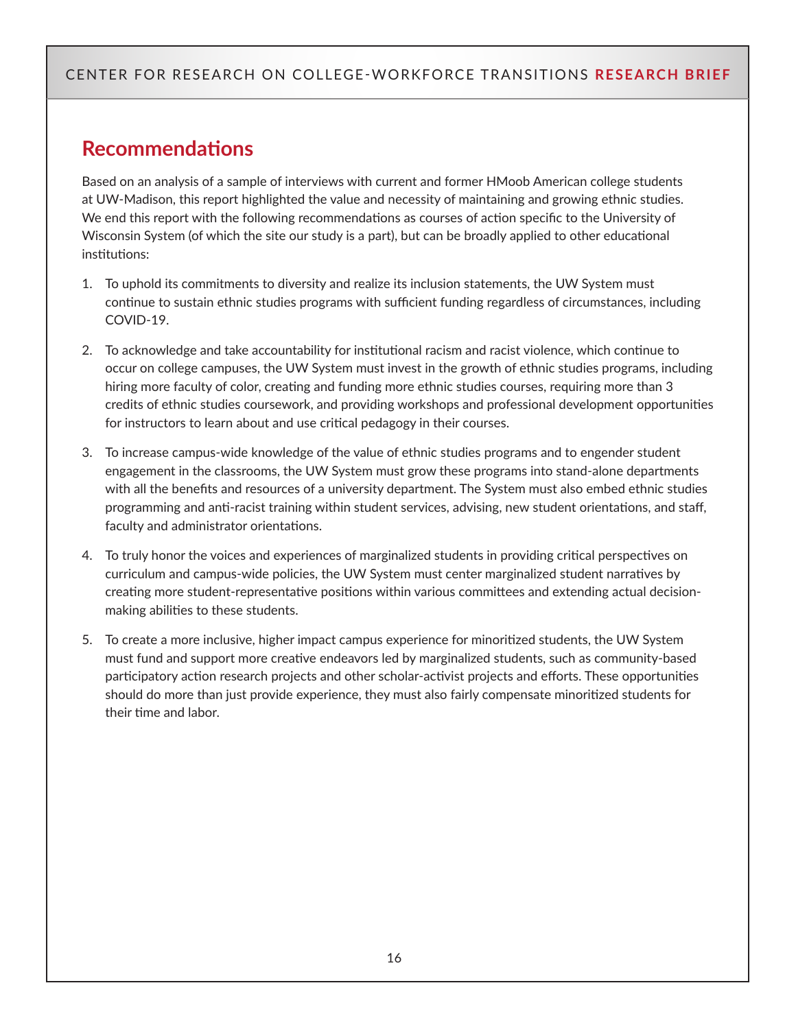## Recommendations

Based on an analysis of a sample of interviews with current and former HMoob American college students at UW-Madison, this report highlighted the value and necessity of maintaining and growing ethnic studies. We end this report with the following recommendations as courses of action specific to the University of Wisconsin System (of which the site our study is a part), but can be broadly applied to other educational institutions:

1. To uphold its commitments to diversity and realize its inclusion statements, the UW System must continue to sustain ethnic studies programs with sufficient funding regardless of circumstances, including COVID-19.
2. To acknowledge and take accountability for institutional racism and racist violence, which continue to occur on college campuses, the UW System must invest in the growth of ethnic studies programs, including hiring more faculty of color, creating and funding more ethnic studies courses, requiring more than 3 credits of ethnic studies coursework, and providing workshops and professional development opportunities for instructors to learn about and use critical pedagogy in their courses.
3. To increase campus-wide knowledge of the value of ethnic studies programs and to engender student engagement in the classrooms, the UW System must grow these programs into stand-alone departments with all the benefits and resources of a university department. The System must also embed ethnic studies programming and anti-racist training within student services, advising, new student orientations, and staff, faculty and administrator orientations.
4. To truly honor the voices and experiences of marginalized students in providing critical perspectives on curriculum and campus-wide policies, the UW System must center marginalized student narratives by creating more student-representative positions within various committees and extending actual decision-making abilities to these students.
5. To create a more inclusive, higher impact campus experience for minoritized students, the UW System must fund and support more creative endeavors led by marginalized students, such as community-based participatory action research projects and other scholar-activist projects and efforts. These opportunities should do more than just provide experience, they must also fairly compensate minoritized students for their time and labor.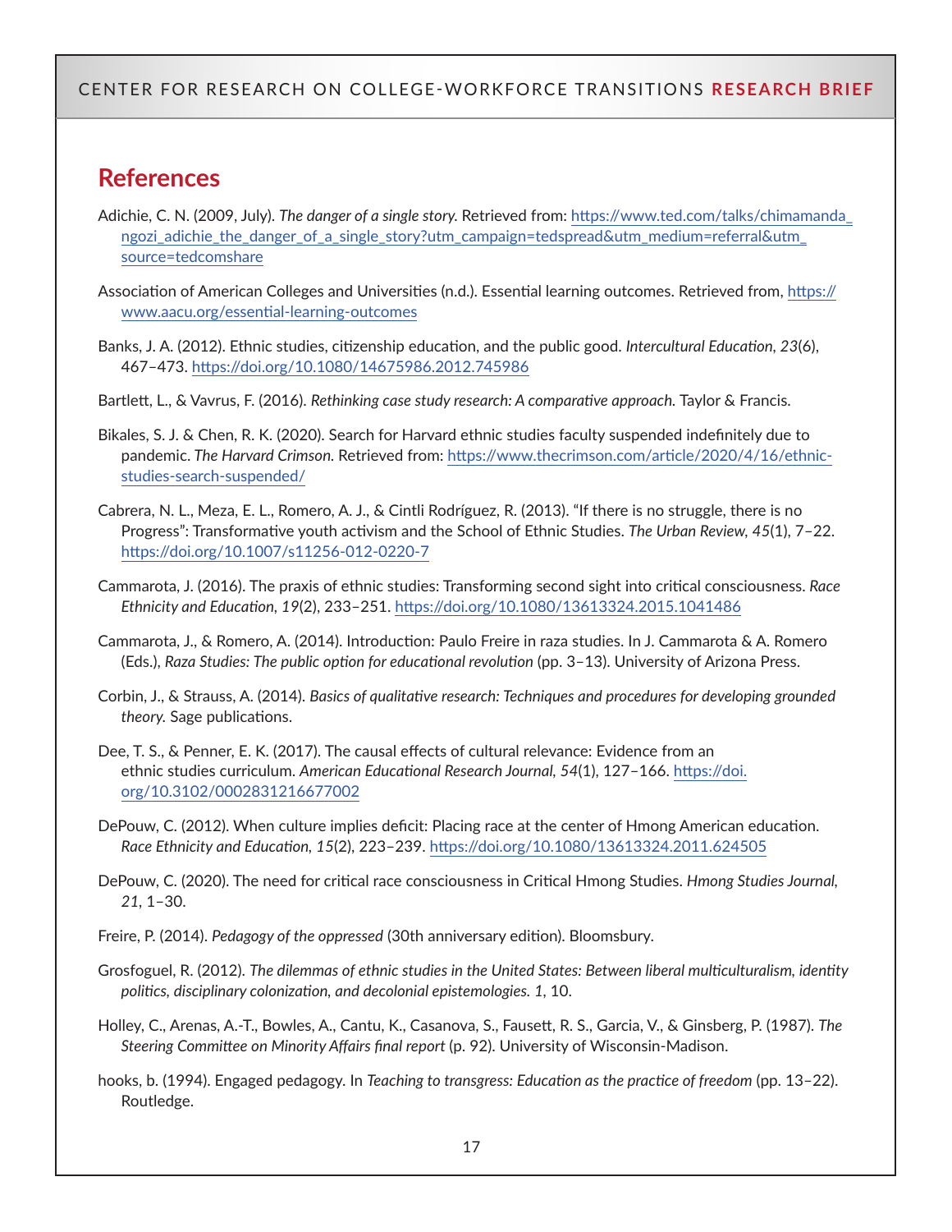## References

Adichie, C. N. (2009, July). *The danger of a single story.* Retrieved from: https://www.ted.com/talks/chimamanda_ngozi_adichie_the_danger_of_a_single_story?utm_campaign=tedspread&utm_medium=referral&utm_source=tedcomshare

Association of American Colleges and Universities (n.d.). Essential learning outcomes. Retrieved from, https://www.aacu.org/essential-learning-outcomes

Banks, J. A. (2012). Ethnic studies, citizenship education, and the public good. *Intercultural Education*, *23*(6), 467–473. https://doi.org/10.1080/14675986.2012.745986

Bartlett, L., & Vavrus, F. (2016). *Rethinking case study research: A comparative approach.* Taylor & Francis.

Bikales, S. J. & Chen, R. K. (2020). Search for Harvard ethnic studies faculty suspended indefinitely due to pandemic. *The Harvard Crimson.* Retrieved from: https://www.thecrimson.com/article/2020/4/16/ethnic-studies-search-suspended/

Cabrera, N. L., Meza, E. L., Romero, A. J., & Cintli Rodríguez, R. (2013). "If there is no struggle, there is no Progress": Transformative youth activism and the School of Ethnic Studies. *The Urban Review, 45*(1), 7–22. https://doi.org/10.1007/s11256-012-0220-7

Cammarota, J. (2016). The praxis of ethnic studies: Transforming second sight into critical consciousness. *Race Ethnicity and Education*, *19*(2), 233–251. https://doi.org/10.1080/13613324.2015.1041486

Cammarota, J., & Romero, A. (2014). Introduction: Paulo Freire in raza studies. In J. Cammarota & A. Romero (Eds.), *Raza Studies: The public option for educational revolution* (pp. 3–13). University of Arizona Press.

Corbin, J., & Strauss, A. (2014). *Basics of qualitative research: Techniques and procedures for developing grounded theory.* Sage publications.

Dee, T. S., & Penner, E. K. (2017). The causal effects of cultural relevance: Evidence from an ethnic studies curriculum. *American Educational Research Journal, 54*(1), 127–166. https://doi.org/10.3102/0002831216677002

DePouw, C. (2012). When culture implies deficit: Placing race at the center of Hmong American education. *Race Ethnicity and Education, 15*(2), 223–239. https://doi.org/10.1080/13613324.2011.624505

DePouw, C. (2020). The need for critical race consciousness in Critical Hmong Studies. *Hmong Studies Journal, 21*, 1–30.

Freire, P. (2014). *Pedagogy of the oppressed* (30th anniversary edition). Bloomsbury.

Grosfoguel, R. (2012). *The dilemmas of ethnic studies in the United States: Between liberal multiculturalism, identity politics, disciplinary colonization, and decolonial epistemologies. 1*, 10.

Holley, C., Arenas, A.-T., Bowles, A., Cantu, K., Casanova, S., Fausett, R. S., Garcia, V., & Ginsberg, P. (1987). *The Steering Committee on Minority Affairs final report* (p. 92). University of Wisconsin-Madison.

hooks, b. (1994). Engaged pedagogy. In *Teaching to transgress: Education as the practice of freedom* (pp. 13–22). Routledge.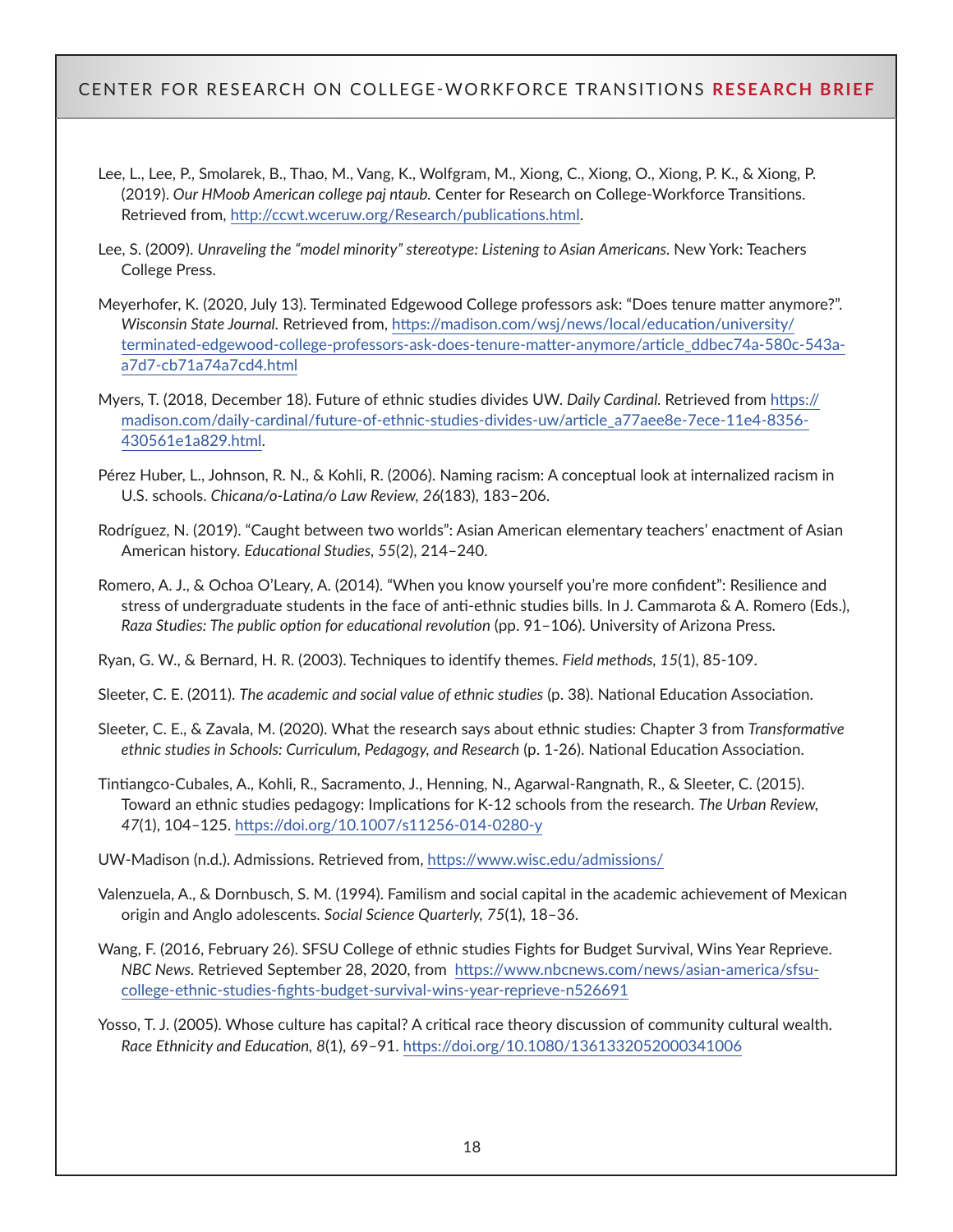Lee, L., Lee, P., Smolarek, B., Thao, M., Vang, K., Wolfgram, M., Xiong, C., Xiong, O., Xiong, P. K., & Xiong, P. (2019). *Our HMoob American college paj ntaub.* Center for Research on College-Workforce Transitions. Retrieved from, http://ccwt.wceruw.org/Research/publications.html.

Lee, S. (2009). *Unraveling the "model minority" stereotype: Listening to Asian Americans.* New York: Teachers College Press.

Meyerhofer, K. (2020, July 13). Terminated Edgewood College professors ask: "Does tenure matter anymore?". *Wisconsin State Journal.* Retrieved from, https://madison.com/wsj/news/local/education/university/terminated-edgewood-college-professors-ask-does-tenure-matter-anymore/article_ddbec74a-580c-543a-a7d7-cb71a74a7cd4.html

Myers, T. (2018, December 18). Future of ethnic studies divides UW. *Daily Cardinal.* Retrieved from https://madison.com/daily-cardinal/future-of-ethnic-studies-divides-uw/article_a77aee8e-7ece-11e4-8356-430561e1a829.html.

Pérez Huber, L., Johnson, R. N., & Kohli, R. (2006). Naming racism: A conceptual look at internalized racism in U.S. schools. *Chicana/o-Latina/o Law Review, 26*(183), 183–206.

Rodríguez, N. (2019). "Caught between two worlds": Asian American elementary teachers' enactment of Asian American history. *Educational Studies, 55*(2), 214–240.

Romero, A. J., & Ochoa O'Leary, A. (2014). "When you know yourself you're more confident": Resilience and stress of undergraduate students in the face of anti-ethnic studies bills. In J. Cammarota & A. Romero (Eds.), *Raza Studies: The public option for educational revolution* (pp. 91–106). University of Arizona Press.

Ryan, G. W., & Bernard, H. R. (2003). Techniques to identify themes. *Field methods, 15*(1), 85-109.

Sleeter, C. E. (2011). *The academic and social value of ethnic studies* (p. 38). National Education Association.

Sleeter, C. E., & Zavala, M. (2020). What the research says about ethnic studies: Chapter 3 from *Transformative ethnic studies in Schools: Curriculum, Pedagogy, and Research* (p. 1-26). National Education Association.

Tintiangco-Cubales, A., Kohli, R., Sacramento, J., Henning, N., Agarwal-Rangnath, R., & Sleeter, C. (2015). Toward an ethnic studies pedagogy: Implications for K-12 schools from the research. *The Urban Review, 47*(1), 104–125. https://doi.org/10.1007/s11256-014-0280-y

UW-Madison (n.d.). Admissions. Retrieved from, https://www.wisc.edu/admissions/

Valenzuela, A., & Dornbusch, S. M. (1994). Familism and social capital in the academic achievement of Mexican origin and Anglo adolescents. *Social Science Quarterly, 75*(1), 18–36.

Wang, F. (2016, February 26). SFSU College of ethnic studies Fights for Budget Survival, Wins Year Reprieve. *NBC News.* Retrieved September 28, 2020, from https://www.nbcnews.com/news/asian-america/sfsu-college-ethnic-studies-fights-budget-survival-wins-year-reprieve-n526691

Yosso, T. J. (2005). Whose culture has capital? A critical race theory discussion of community cultural wealth. *Race Ethnicity and Education, 8*(1), 69–91. https://doi.org/10.1080/1361332052000341006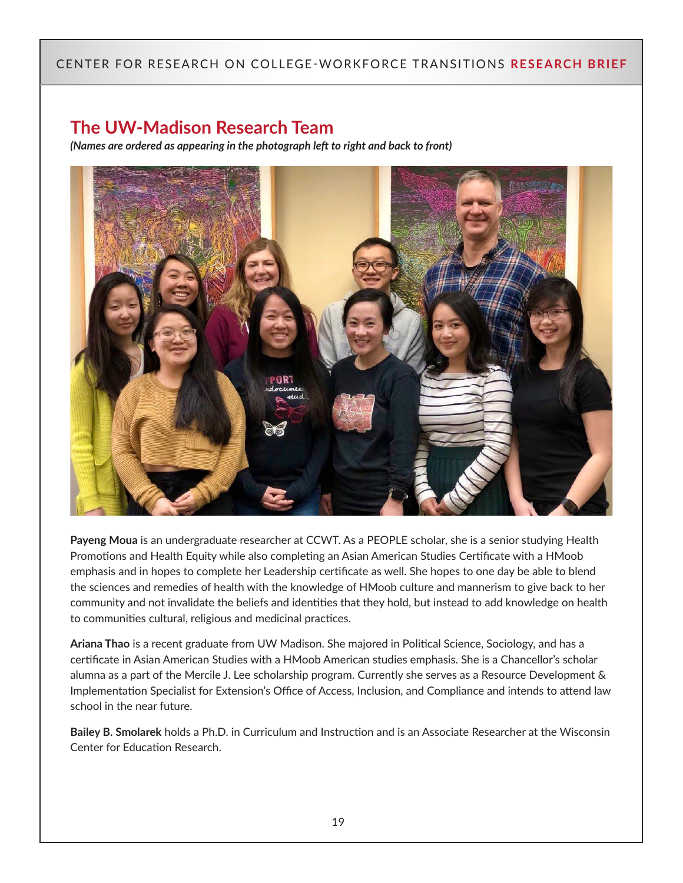## The UW-Madison Research Team

*(Names are ordered as appearing in the photograph left to right and back to front)*

**Payeng Moua** is an undergraduate researcher at CCWT. As a PEOPLE scholar, she is a senior studying Health Promotions and Health Equity while also completing an Asian American Studies Certificate with a HMoob emphasis and in hopes to complete her Leadership certificate as well. She hopes to one day be able to blend the sciences and remedies of health with the knowledge of HMoob culture and mannerism to give back to her community and not invalidate the beliefs and identities that they hold, but instead to add knowledge on health to communities cultural, religious and medicinal practices.

**Ariana Thao** is a recent graduate from UW Madison. She majored in Political Science, Sociology, and has a certificate in Asian American Studies with a HMoob American studies emphasis. She is a Chancellor's scholar alumna as a part of the Mercile J. Lee scholarship program. Currently she serves as a Resource Development & Implementation Specialist for Extension's Office of Access, Inclusion, and Compliance and intends to attend law school in the near future.

**Bailey B. Smolarek** holds a Ph.D. in Curriculum and Instruction and is an Associate Researcher at the Wisconsin Center for Education Research.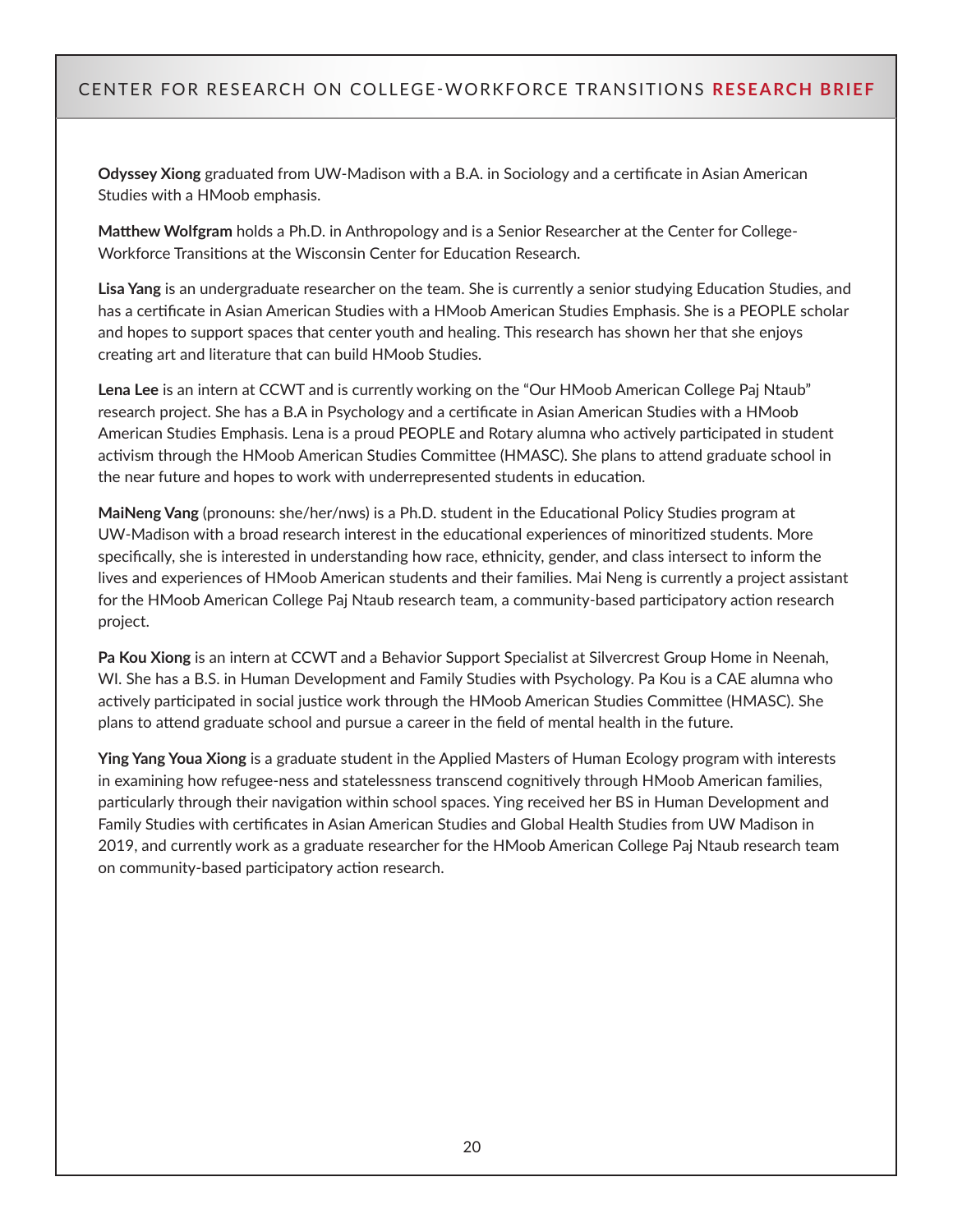**Odyssey Xiong** graduated from UW-Madison with a B.A. in Sociology and a certificate in Asian American Studies with a HMoob emphasis.

**Matthew Wolfgram** holds a Ph.D. in Anthropology and is a Senior Researcher at the Center for College-Workforce Transitions at the Wisconsin Center for Education Research.

**Lisa Yang** is an undergraduate researcher on the team. She is currently a senior studying Education Studies, and has a certificate in Asian American Studies with a HMoob American Studies Emphasis. She is a PEOPLE scholar and hopes to support spaces that center youth and healing. This research has shown her that she enjoys creating art and literature that can build HMoob Studies.

**Lena Lee** is an intern at CCWT and is currently working on the "Our HMoob American College Paj Ntaub" research project. She has a B.A in Psychology and a certificate in Asian American Studies with a HMoob American Studies Emphasis. Lena is a proud PEOPLE and Rotary alumna who actively participated in student activism through the HMoob American Studies Committee (HMASC). She plans to attend graduate school in the near future and hopes to work with underrepresented students in education.

**MaiNeng Vang** (pronouns: she/her/nws) is a Ph.D. student in the Educational Policy Studies program at UW-Madison with a broad research interest in the educational experiences of minoritized students. More specifically, she is interested in understanding how race, ethnicity, gender, and class intersect to inform the lives and experiences of HMoob American students and their families. Mai Neng is currently a project assistant for the HMoob American College Paj Ntaub research team, a community-based participatory action research project.

**Pa Kou Xiong** is an intern at CCWT and a Behavior Support Specialist at Silvercrest Group Home in Neenah, WI. She has a B.S. in Human Development and Family Studies with Psychology. Pa Kou is a CAE alumna who actively participated in social justice work through the HMoob American Studies Committee (HMASC). She plans to attend graduate school and pursue a career in the field of mental health in the future.

**Ying Yang Youa Xiong** is a graduate student in the Applied Masters of Human Ecology program with interests in examining how refugee-ness and statelessness transcend cognitively through HMoob American families, particularly through their navigation within school spaces. Ying received her BS in Human Development and Family Studies with certificates in Asian American Studies and Global Health Studies from UW Madison in 2019, and currently work as a graduate researcher for the HMoob American College Paj Ntaub research team on community-based participatory action research.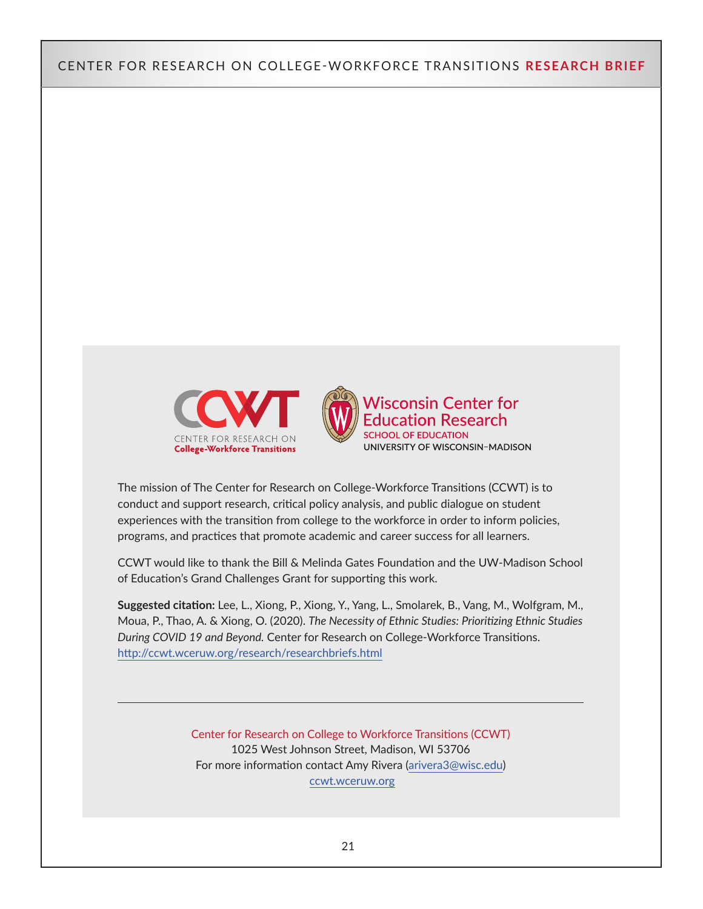CENTER FOR RESEARCH ON College-Workforce Transitions

Wisconsin Center for Education Research
SCHOOL OF EDUCATION
UNIVERSITY OF WISCONSIN–MADISON

The mission of The Center for Research on College-Workforce Transitions (CCWT) is to conduct and support research, critical policy analysis, and public dialogue on student experiences with the transition from college to the workforce in order to inform policies, programs, and practices that promote academic and career success for all learners.

CCWT would like to thank the Bill & Melinda Gates Foundation and the UW-Madison School of Education's Grand Challenges Grant for supporting this work.

**Suggested citation:** Lee, L., Xiong, P., Xiong, Y., Yang, L., Smolarek, B., Vang, M., Wolfgram, M., Moua, P., Thao, A. & Xiong, O. (2020). *The Necessity of Ethnic Studies: Prioritizing Ethnic Studies During COVID 19 and Beyond.* Center for Research on College-Workforce Transitions. http://ccwt.wceruw.org/research/researchbriefs.html

---

Center for Research on College to Workforce Transitions (CCWT)
1025 West Johnson Street, Madison, WI 53706
For more information contact Amy Rivera (arivera3@wisc.edu)
ccwt.wceruw.org